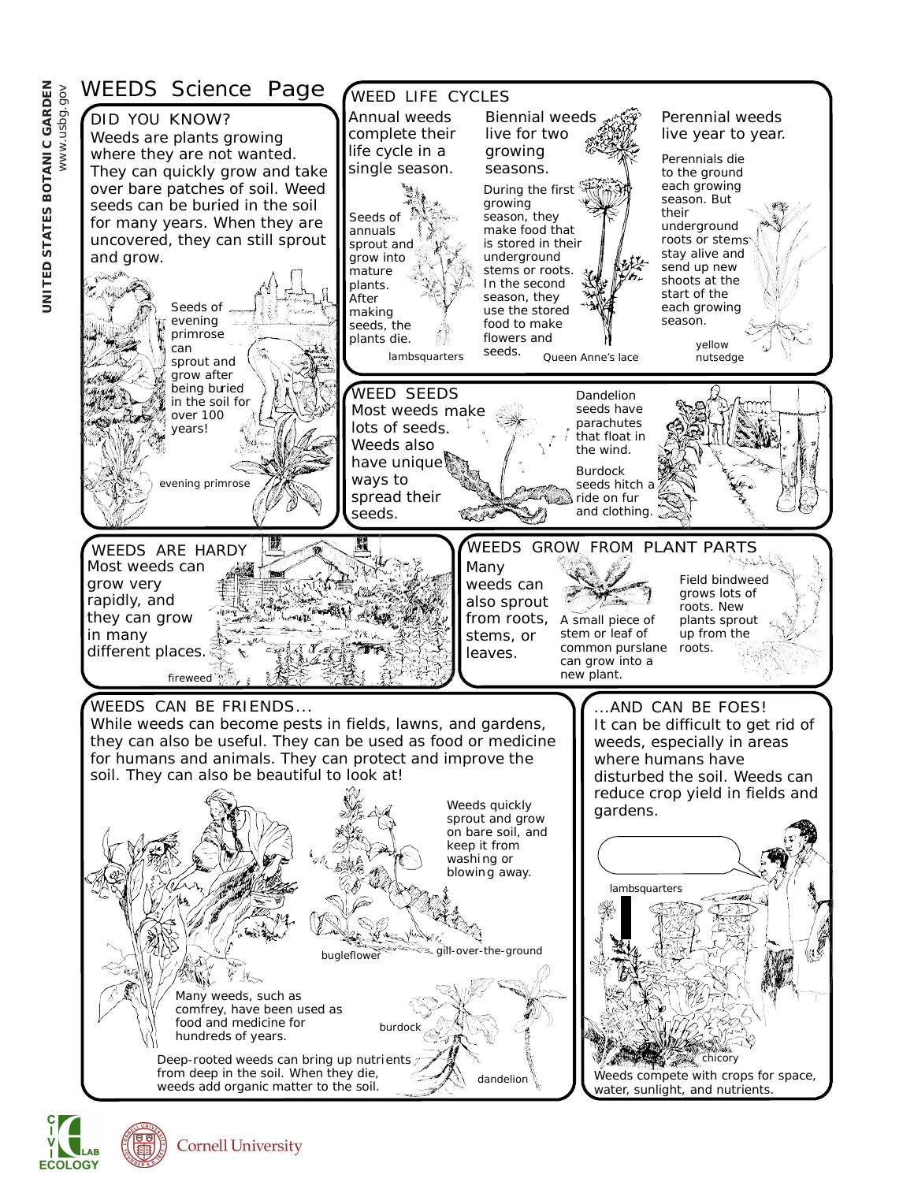# WEEDS Science Page

UNITED STATES BOTANIC GARDEN
www.usbg.gov

## DID YOU KNOW?

Weeds are plants growing where they are not wanted. They can quickly grow and take over bare patches of soil. Weed seeds can be buried in the soil for many years. When they are uncovered, they can still sprout and grow.

Seeds of evening primrose can sprout and grow after being buried in the soil for over 100 years!

evening primrose

## WEED LIFE CYCLES

Annual weeds complete their life cycle in a single season.

Seeds of annuals sprout and grow into mature plants. After making seeds, the plants die.

lambsquarters

Biennial weeds live for two growing seasons.

During the first growing season, they make food that is stored in their underground stems or roots. In the second season, they use the stored food to make flowers and seeds.

Queen Anne's lace

Perennial weeds live year to year.

Perennials die to the ground each growing season. But their underground roots or stems stay alive and send up new shoots at the start of each growing season.

yellow nutsedge

## WEED SEEDS

Most weeds make lots of seeds. Weeds also have unique ways to spread their seeds.

Dandelion seeds have parachutes that float in the wind.

Burdock seeds hitch a ride on fur and clothing.

## WEEDS ARE HARDY

Most weeds can grow very rapidly, and they can grow in many different places.

fireweed

## WEEDS GROW FROM PLANT PARTS

Many weeds can also sprout from roots, stems, or leaves.

A small piece of stem or leaf of common purslane can grow into a new plant.

Field bindweed grows lots of roots. New plants sprout up from the roots.

## WEEDS CAN BE FRIENDS...

While weeds can become pests in fields, lawns, and gardens, they can also be useful. They can be used as food or medicine for humans and animals. They can protect and improve the soil. They can also be beautiful to look at!

Weeds quickly sprout and grow on bare soil, and keep it from washing or blowing away.

bugleflower

gill-over-the-ground

Many weeds, such as comfrey, have been used as food and medicine for hundreds of years.

burdock

Deep-rooted weeds can bring up nutrients from deep in the soil. When they die, weeds add organic matter to the soil.

dandelion

## ...AND CAN BE FOES!

It can be difficult to get rid of weeds, especially in areas where humans have disturbed the soil. Weeds can reduce crop yield in fields and gardens.

lambsquarters

chicory

Weeds compete with crops for space, water, sunlight, and nutrients.

CIVIC ECOLOGY LAB

Cornell University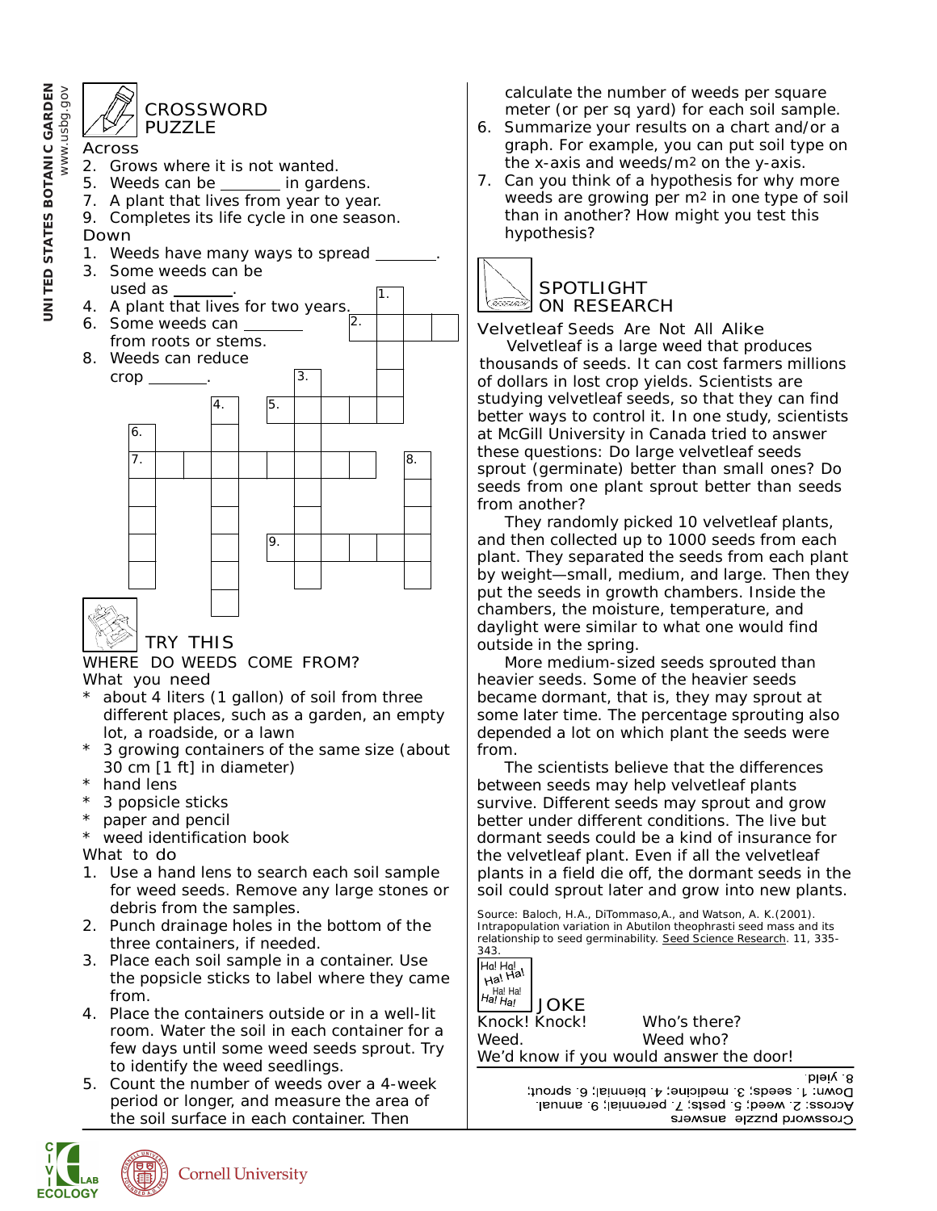## CROSSWORD PUZZLE

Across

2. Grows where it is not wanted.
5. Weeds can be _______ in gardens.
7. A plant that lives from year to year.
9. Completes its life cycle in one season.

Down

1. Weeds have many ways to spread _______.
3. Some weeds can be used as _______.
4. A plant that lives for two years.
6. Some weeds can _______ from roots or stems.
8. Weeds can reduce crop _______.

## TRY THIS

WHERE DO WEEDS COME FROM?

What you need

* about 4 liters (1 gallon) of soil from three different places, such as a garden, an empty lot, a roadside, or a lawn
* 3 growing containers of the same size (about 30 cm [1 ft] in diameter)
* hand lens
* 3 popsicle sticks
* paper and pencil
* weed identification book

What to do

1. Use a hand lens to search each soil sample for weed seeds. Remove any large stones or debris from the samples.
2. Punch drainage holes in the bottom of the three containers, if needed.
3. Place each soil sample in a container. Use the popsicle sticks to label where they came from.
4. Place the containers outside or in a well-lit room. Water the soil in each container for a few days until some weed seeds sprout. Try to identify the weed seedlings.
5. Count the number of weeds over a 4-week period or longer, and measure the area of the soil surface in each container. Then calculate the number of weeds per square meter (or per sq yard) for each soil sample.
6. Summarize your results on a chart and/or a graph. For example, you can put soil type on the x-axis and weeds/$m^2$ on the y-axis.
7. Can you think of a hypothesis for why more weeds are growing per $m^2$ in one type of soil than in another? How might you test this hypothesis?

## SPOTLIGHT ON RESEARCH

### Velvetleaf Seeds Are Not All Alike

Velvetleaf is a large weed that produces thousands of seeds. It can cost farmers millions of dollars in lost crop yields. Scientists are studying velvetleaf seeds, so that they can find better ways to control it. In one study, scientists at McGill University in Canada tried to answer these questions: Do large velvetleaf seeds sprout (germinate) better than small ones? Do seeds from one plant sprout better than seeds from another?

They randomly picked 10 velvetleaf plants, and then collected up to 1000 seeds from each plant. They separated the seeds from each plant by weight—small, medium, and large. Then they put the seeds in growth chambers. Inside the chambers, the moisture, temperature, and daylight were similar to what one would find outside in the spring.

More medium-sized seeds sprouted than heavier seeds. Some of the heavier seeds became dormant, that is, they may sprout at some later time. The percentage sprouting also depended a lot on which plant the seeds were from.

The scientists believe that the differences between seeds may help velvetleaf plants survive. Different seeds may sprout and grow better under different conditions. The live but dormant seeds could be a kind of insurance for the velvetleaf plant. Even if all the velvetleaf plants in a field die off, the dormant seeds in the soil could sprout later and grow into new plants.

Source: Baloch, H.A., DiTommaso,A., and Watson, A. K.(2001). Intrapopulation variation in Abutilon theophrasti seed mass and its relationship to seed germinability. Seed Science Research. 11, 335-343.

## JOKE

Knock! Knock! Who's there?
Weed. Weed who?
We'd know if you would answer the door!

Crossword puzzle answers
Across: 2. weed; 5. pests; 7. perennial; 9. annual.
Down: 1. seeds; 3. medicine; 4. biennial; 6. sprout; 8. yield.